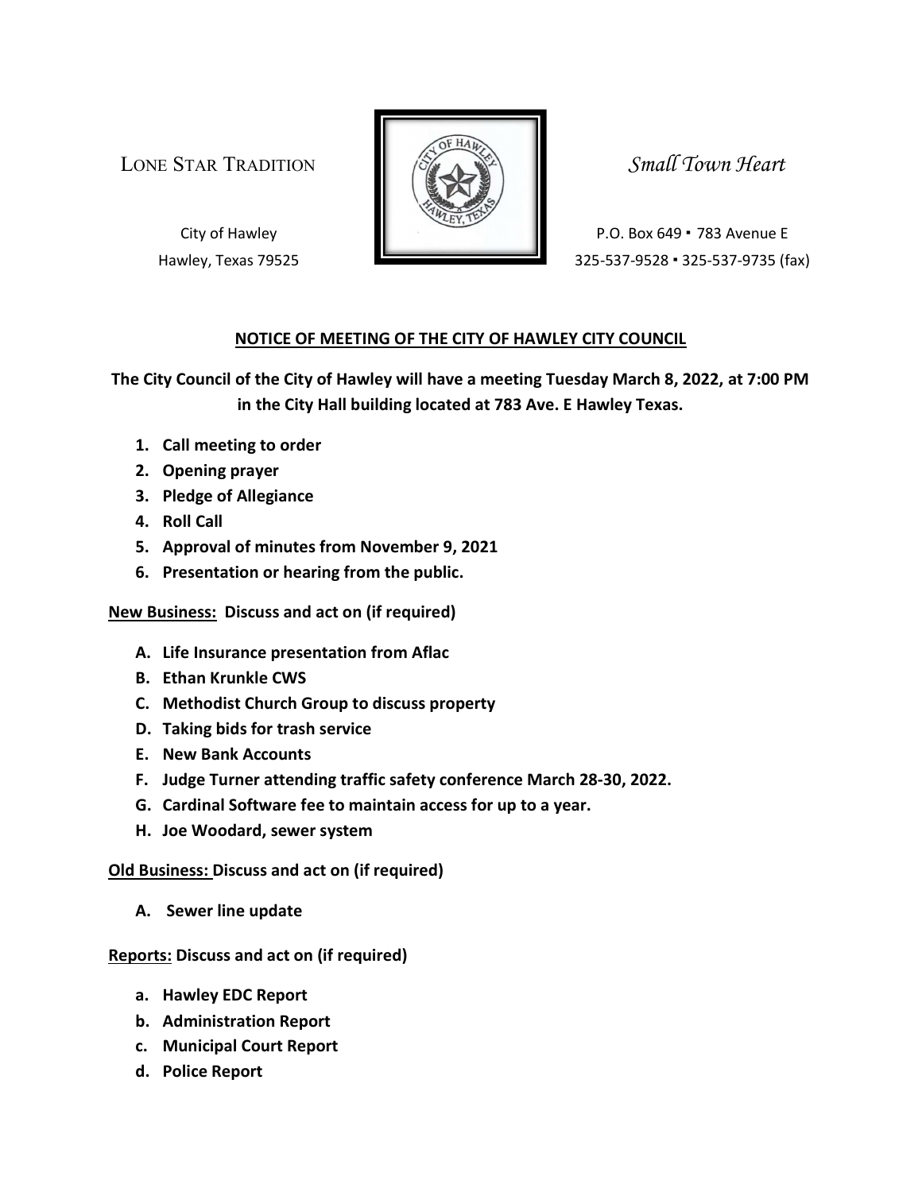LONE STAR TRADITION *Small Town Heart*

City of Hawley
Hawley, Texas 79525

P.O. Box 649 ▪ 783 Avenue E
325-537-9528 ▪ 325-537-9735 (fax)

## NOTICE OF MEETING OF THE CITY OF HAWLEY CITY COUNCIL

**The City Council of the City of Hawley will have a meeting Tuesday March 8, 2022, at 7:00 PM in the City Hall building located at 783 Ave. E Hawley Texas.**

1. **Call meeting to order**
2. **Opening prayer**
3. **Pledge of Allegiance**
4. **Roll Call**
5. **Approval of minutes from November 9, 2021**
6. **Presentation or hearing from the public.**

**New Business: Discuss and act on (if required)**

- **A. Life Insurance presentation from Aflac**
- **B. Ethan Krunkle CWS**
- **C. Methodist Church Group to discuss property**
- **D. Taking bids for trash service**
- **E. New Bank Accounts**
- **F. Judge Turner attending traffic safety conference March 28-30, 2022.**
- **G. Cardinal Software fee to maintain access for up to a year.**
- **H. Joe Woodard, sewer system**

**Old Business: Discuss and act on (if required)**

- **A. Sewer line update**

**Reports: Discuss and act on (if required)**

- **a. Hawley EDC Report**
- **b. Administration Report**
- **c. Municipal Court Report**
- **d. Police Report**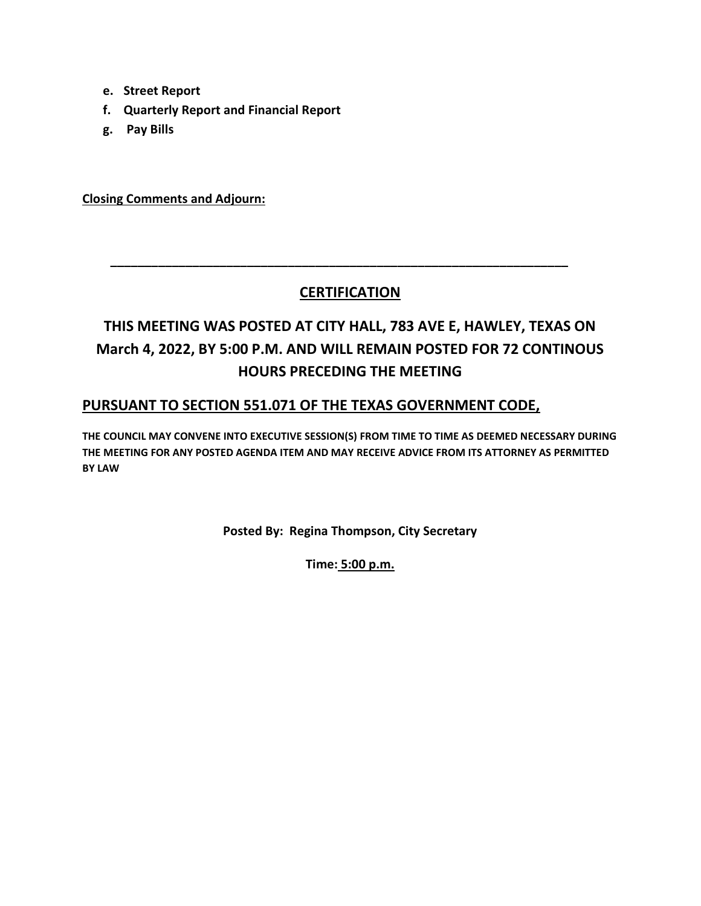e. **Street Report**
f. **Quarterly Report and Financial Report**
g. **Pay Bills**

**Closing Comments and Adjourn:**

---

## CERTIFICATION

### THIS MEETING WAS POSTED AT CITY HALL, 783 AVE E, HAWLEY, TEXAS ON March 4, 2022, BY 5:00 P.M. AND WILL REMAIN POSTED FOR 72 CONTINOUS HOURS PRECEDING THE MEETING

### PURSUANT TO SECTION 551.071 OF THE TEXAS GOVERNMENT CODE,

**THE COUNCIL MAY CONVENE INTO EXECUTIVE SESSION(S) FROM TIME TO TIME AS DEEMED NECESSARY DURING THE MEETING FOR ANY POSTED AGENDA ITEM AND MAY RECEIVE ADVICE FROM ITS ATTORNEY AS PERMITTED BY LAW**

**Posted By: Regina Thompson, City Secretary**

**Time: 5:00 p.m.**